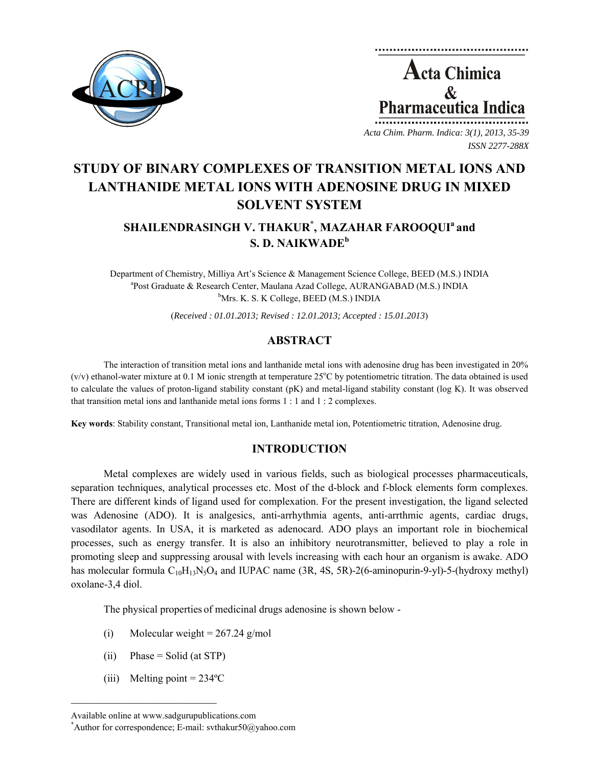# STUDY OF BINARY COMPLEXES OF TRANSITION METAL IONS AND LANTHANIDE METAL IONS WITH ADENOSINE DRUG IN MIXED SOLVENT SYSTEM

## SHAILENDRASINGH V. THAKUR[*], MAZAHAR FAROOQUI[a] and S. D. NAIKWADE[b]

Department of Chemistry, Milliya Art's Science & Management Science College, BEED (M.S.) INDIA
[a]Post Graduate & Research Center, Maulana Azad College, AURANGABAD (M.S.) INDIA
[b]Mrs. K. S. K College, BEED (M.S.) INDIA

(*Received : 01.01.2013; Revised : 12.01.2013; Accepted : 15.01.2013*)

## ABSTRACT

The interaction of transition metal ions and lanthanide metal ions with adenosine drug has been investigated in 20% (v/v) ethanol-water mixture at 0.1 M ionic strength at temperature 25°C by potentiometric titration. The data obtained is used to calculate the values of proton-ligand stability constant (pK) and metal-ligand stability constant (log K). It was observed that transition metal ions and lanthanide metal ions forms 1 : 1 and 1 : 2 complexes.

**Key words**: Stability constant, Transitional metal ion, Lanthanide metal ion, Potentiometric titration, Adenosine drug.

## INTRODUCTION

Metal complexes are widely used in various fields, such as biological processes pharmaceuticals, separation techniques, analytical processes etc. Most of the d-block and f-block elements form complexes. There are different kinds of ligand used for complexation. For the present investigation, the ligand selected was Adenosine (ADO). It is analgesics, anti-arrhythmia agents, anti-arrthmic agents, cardiac drugs, vasodilator agents. In USA, it is marketed as adenocard. ADO plays an important role in biochemical processes, such as energy transfer. It is also an inhibitory neurotransmitter, believed to play a role in promoting sleep and suppressing arousal with levels increasing with each hour an organism is awake. ADO has molecular formula $C_{10}H_{13}N_5O_4$ and IUPAC name (3R, 4S, 5R)-2(6-aminopurin-9-yl)-5-(hydroxy methyl) oxolane-3,4 diol.

The physical properties of medicinal drugs adenosine is shown below -

(i) Molecular weight = 267.24 g/mol

(ii) Phase = Solid (at STP)

(iii) Melting point = 234ºC

---

Available online at www.sadgurupublications.com
[*]Author for correspondence; E-mail: svthakur50@yahoo.com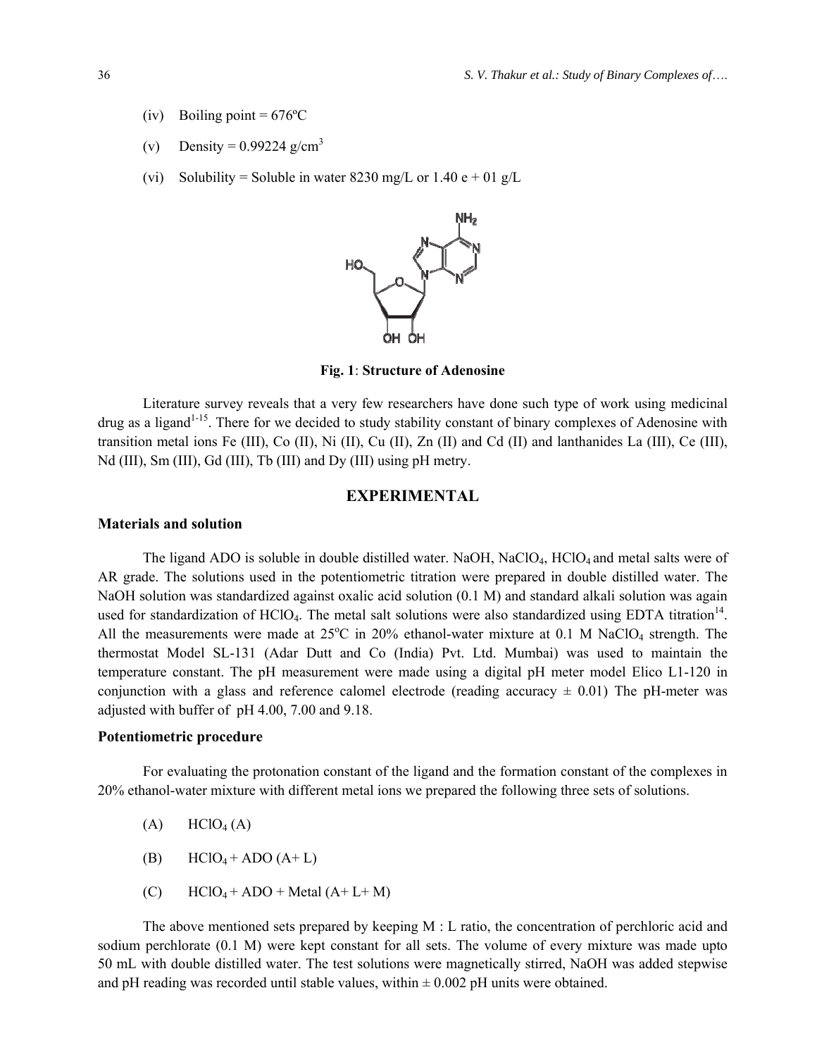(iv) Boiling point = 676ºC

(v) Density = 0.99224 g/cm$^3$

(vi) Solubility = Soluble in water 8230 mg/L or 1.40 e + 01 g/L

**Fig. 1**: **Structure of Adenosine**

Literature survey reveals that a very few researchers have done such type of work using medicinal drug as a ligand[1-15]. There for we decided to study stability constant of binary complexes of Adenosine with transition metal ions Fe (III), Co (II), Ni (II), Cu (II), Zn (II) and Cd (II) and lanthanides La (III), Ce (III), Nd (III), Sm (III), Gd (III), Tb (III) and Dy (III) using pH metry.

## EXPERIMENTAL

### Materials and solution

The ligand ADO is soluble in double distilled water. NaOH, $NaClO_4$, $HClO_4$ and metal salts were of AR grade. The solutions used in the potentiometric titration were prepared in double distilled water. The NaOH solution was standardized against oxalic acid solution (0.1 M) and standard alkali solution was again used for standardization of $HClO_4$. The metal salt solutions were also standardized using EDTA titration[14]. All the measurements were made at 25ºC in 20% ethanol-water mixture at 0.1 M $NaClO_4$ strength. The thermostat Model SL-131 (Adar Dutt and Co (India) Pvt. Ltd. Mumbai) was used to maintain the temperature constant. The pH measurement were made using a digital pH meter model Elico L1-120 in conjunction with a glass and reference calomel electrode (reading accuracy ± 0.01) The pH-meter was adjusted with buffer of pH 4.00, 7.00 and 9.18.

### Potentiometric procedure

For evaluating the protonation constant of the ligand and the formation constant of the complexes in 20% ethanol-water mixture with different metal ions we prepared the following three sets of solutions.

(A) $HClO_4$ (A)

(B) $HClO_4$ + ADO (A+ L)

(C) $HClO_4$ + ADO + Metal (A+ L+ M)

The above mentioned sets prepared by keeping M : L ratio, the concentration of perchloric acid and sodium perchlorate (0.1 M) were kept constant for all sets. The volume of every mixture was made upto 50 mL with double distilled water. The test solutions were magnetically stirred, NaOH was added stepwise and pH reading was recorded until stable values, within ± 0.002 pH units were obtained.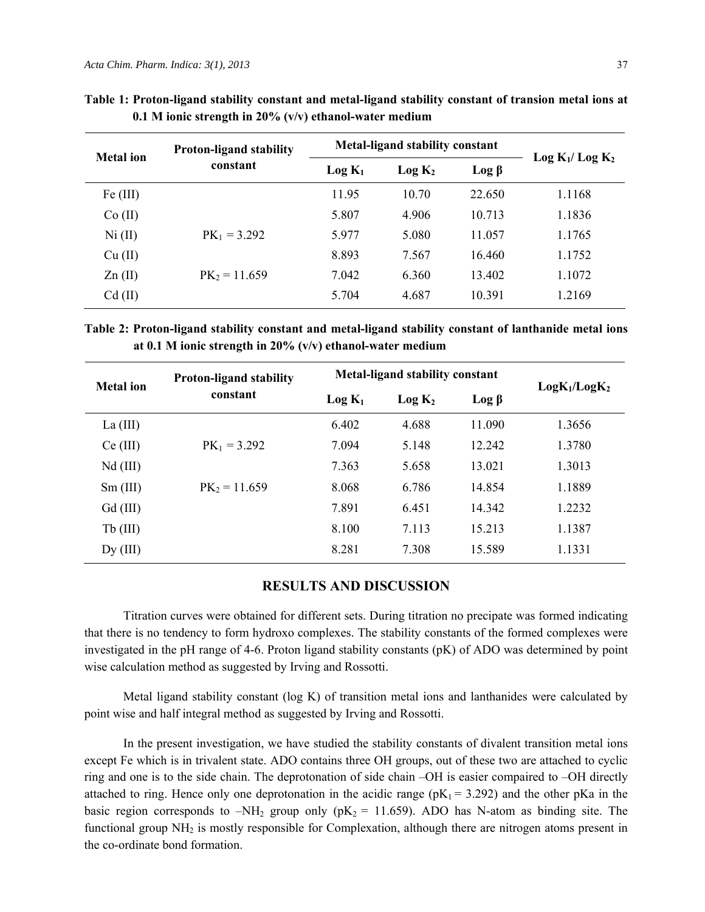**Table 1: Proton-ligand stability constant and metal-ligand stability constant of transion metal ions at 0.1 M ionic strength in 20% (v/v) ethanol-water medium**

| Metal ion | Proton-ligand stability constant | Metal-ligand stability constant | | | $\text{Log } K_1/ \text{Log } K_2$ |
|---|---|---|---|---|---|
| | | $\text{Log } K_1$ | $\text{Log } K_2$ | $\text{Log } \beta$ | |
| Fe (III) | | 11.95 | 10.70 | 22.650 | 1.1168 |
| Co (II) | | 5.807 | 4.906 | 10.713 | 1.1836 |
| Ni (II) | $PK_1 = 3.292$ | 5.977 | 5.080 | 11.057 | 1.1765 |
| Cu (II) | | 8.893 | 7.567 | 16.460 | 1.1752 |
| Zn (II) | $PK_2 = 11.659$ | 7.042 | 6.360 | 13.402 | 1.1072 |
| Cd (II) | | 5.704 | 4.687 | 10.391 | 1.2169 |

**Table 2: Proton-ligand stability constant and metal-ligand stability constant of lanthanide metal ions at 0.1 M ionic strength in 20% (v/v) ethanol-water medium**

| Metal ion | Proton-ligand stability constant | Metal-ligand stability constant | | | $\text{Log}K_1/\text{Log}K_2$ |
|---|---|---|---|---|---|
| | | $\text{Log } K_1$ | $\text{Log } K_2$ | $\text{Log } \beta$ | |
| La (III) | | 6.402 | 4.688 | 11.090 | 1.3656 |
| Ce (III) | $PK_1 = 3.292$ | 7.094 | 5.148 | 12.242 | 1.3780 |
| Nd (III) | | 7.363 | 5.658 | 13.021 | 1.3013 |
| Sm (III) | $PK_2 = 11.659$ | 8.068 | 6.786 | 14.854 | 1.1889 |
| Gd (III) | | 7.891 | 6.451 | 14.342 | 1.2232 |
| Tb (III) | | 8.100 | 7.113 | 15.213 | 1.1387 |
| Dy (III) | | 8.281 | 7.308 | 15.589 | 1.1331 |

## RESULTS AND DISCUSSION

Titration curves were obtained for different sets. During titration no precipate was formed indicating that there is no tendency to form hydroxo complexes. The stability constants of the formed complexes were investigated in the pH range of 4-6. Proton ligand stability constants (pK) of ADO was determined by point wise calculation method as suggested by Irving and Rossotti.

Metal ligand stability constant (log K) of transition metal ions and lanthanides were calculated by point wise and half integral method as suggested by Irving and Rossotti.

In the present investigation, we have studied the stability constants of divalent transition metal ions except Fe which is in trivalent state. ADO contains three OH groups, out of these two are attached to cyclic ring and one is to the side chain. The deprotonation of side chain –OH is easier compaired to –OH directly attached to ring. Hence only one deprotonation in the acidic range ($pK_1 = 3.292$) and the other pKa in the basic region corresponds to $-NH_2$ group only ($pK_2 = 11.659$). ADO has N-atom as binding site. The functional group $NH_2$ is mostly responsible for Complexation, although there are nitrogen atoms present in the co-ordinate bond formation.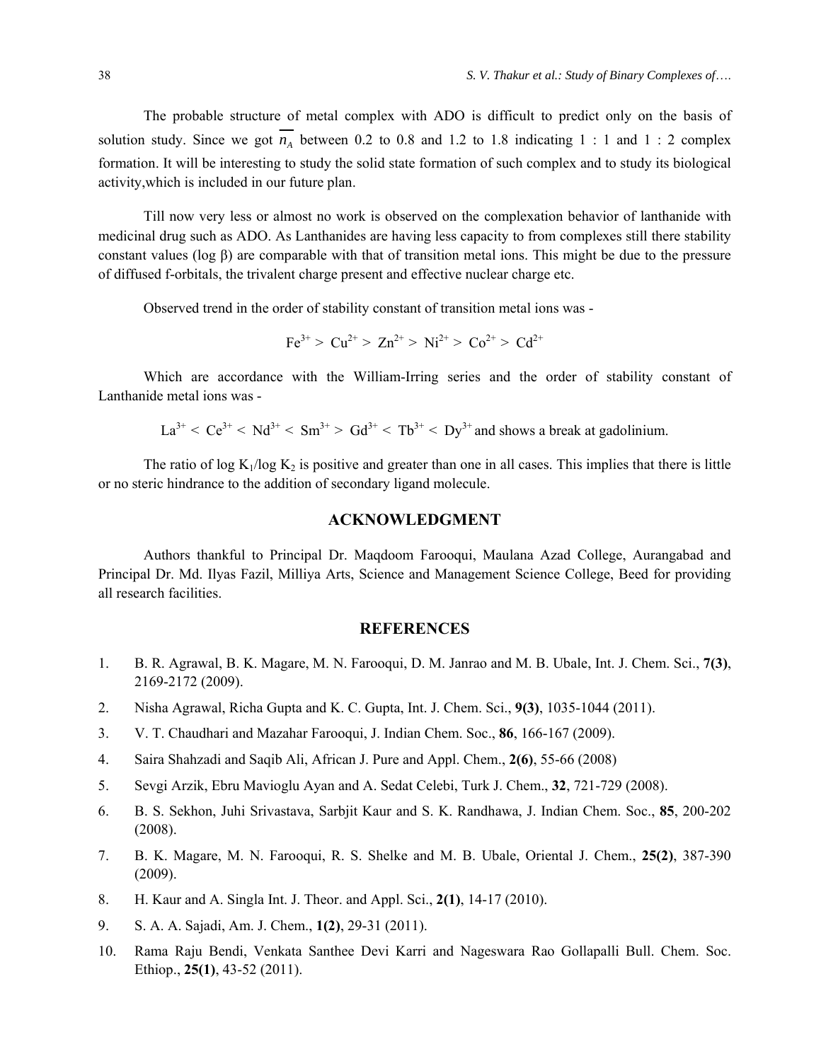The probable structure of metal complex with ADO is difficult to predict only on the basis of solution study. Since we got $\overline{n_A}$ between 0.2 to 0.8 and 1.2 to 1.8 indicating 1 : 1 and 1 : 2 complex formation. It will be interesting to study the solid state formation of such complex and to study its biological activity,which is included in our future plan.

Till now very less or almost no work is observed on the complexation behavior of lanthanide with medicinal drug such as ADO. As Lanthanides are having less capacity to from complexes still there stability constant values (log β) are comparable with that of transition metal ions. This might be due to the pressure of diffused f-orbitals, the trivalent charge present and effective nuclear charge etc.

Observed trend in the order of stability constant of transition metal ions was -

$$Fe^{3+} > Cu^{2+} > Zn^{2+} > Ni^{2+} > Co^{2+} > Cd^{2+}$$

Which are accordance with the William-Irring series and the order of stability constant of Lanthanide metal ions was -

$La^{3+} < Ce^{3+} < Nd^{3+} < Sm^{3+} > Gd^{3+} < Tb^{3+} < Dy^{3+}$ and shows a break at gadolinium.

The ratio of log $K_1$/log $K_2$ is positive and greater than one in all cases. This implies that there is little or no steric hindrance to the addition of secondary ligand molecule.

## ACKNOWLEDGMENT

Authors thankful to Principal Dr. Maqdoom Farooqui, Maulana Azad College, Aurangabad and Principal Dr. Md. Ilyas Fazil, Milliya Arts, Science and Management Science College, Beed for providing all research facilities.

## REFERENCES

1. B. R. Agrawal, B. K. Magare, M. N. Farooqui, D. M. Janrao and M. B. Ubale, Int. J. Chem. Sci., **7(3)**, 2169-2172 (2009).
2. Nisha Agrawal, Richa Gupta and K. C. Gupta, Int. J. Chem. Sci., **9(3)**, 1035-1044 (2011).
3. V. T. Chaudhari and Mazahar Farooqui, J. Indian Chem. Soc., **86**, 166-167 (2009).
4. Saira Shahzadi and Saqib Ali, African J. Pure and Appl. Chem., **2(6)**, 55-66 (2008)
5. Sevgi Arzik, Ebru Mavioglu Ayan and A. Sedat Celebi, Turk J. Chem., **32**, 721-729 (2008).
6. B. S. Sekhon, Juhi Srivastava, Sarbjit Kaur and S. K. Randhawa, J. Indian Chem. Soc., **85**, 200-202 (2008).
7. B. K. Magare, M. N. Farooqui, R. S. Shelke and M. B. Ubale, Oriental J. Chem., **25(2)**, 387-390 (2009).
8. H. Kaur and A. Singla Int. J. Theor. and Appl. Sci., **2(1)**, 14-17 (2010).
9. S. A. A. Sajadi, Am. J. Chem., **1(2)**, 29-31 (2011).
10. Rama Raju Bendi, Venkata Santhee Devi Karri and Nageswara Rao Gollapalli Bull. Chem. Soc. Ethiop., **25(1)**, 43-52 (2011).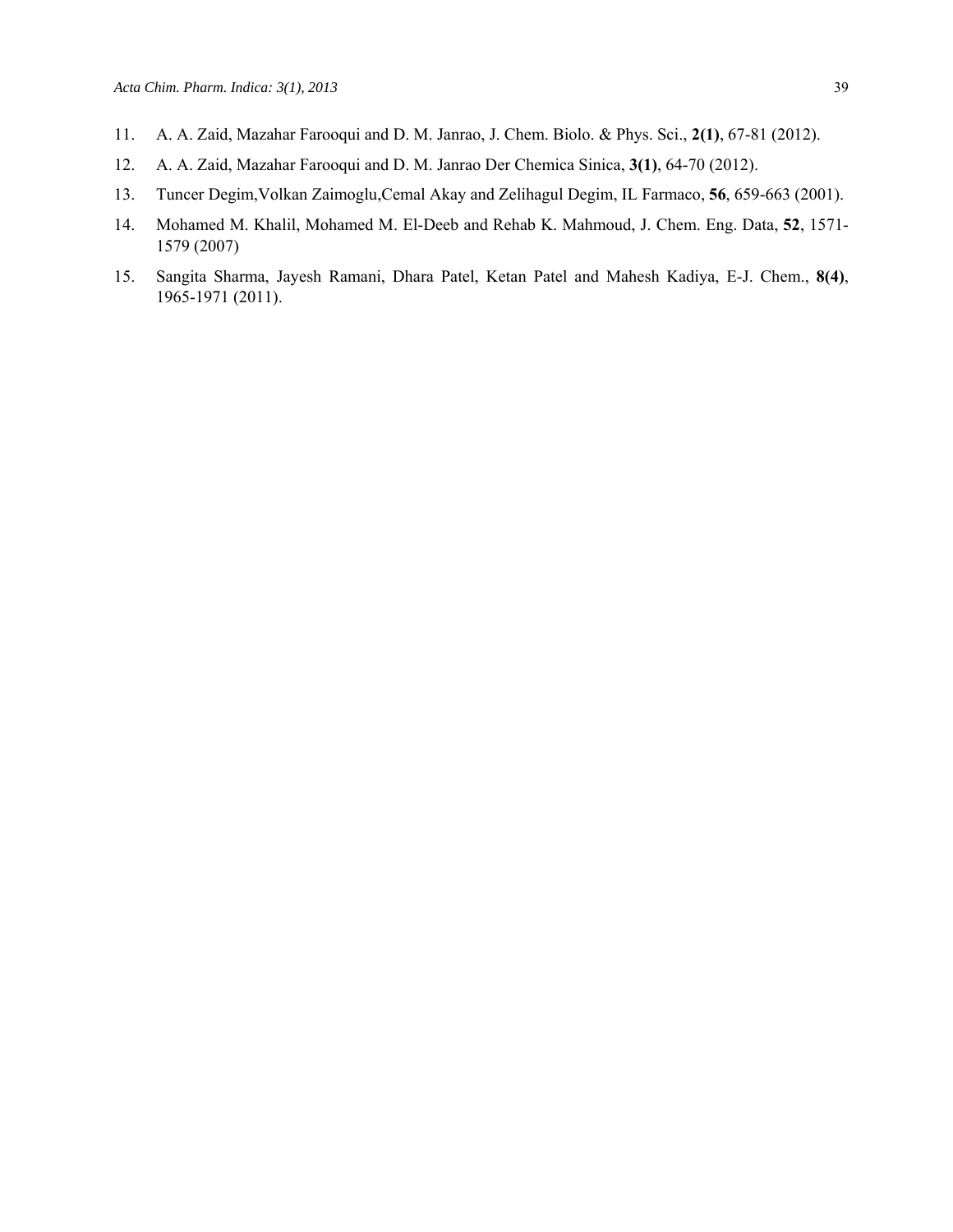11. A. A. Zaid, Mazahar Farooqui and D. M. Janrao, J. Chem. Biolo. & Phys. Sci., **2(1)**, 67-81 (2012).
12. A. A. Zaid, Mazahar Farooqui and D. M. Janrao Der Chemica Sinica, **3(1)**, 64-70 (2012).
13. Tuncer Degim,Volkan Zaimoglu,Cemal Akay and Zelihagul Degim, IL Farmaco, **56**, 659-663 (2001).
14. Mohamed M. Khalil, Mohamed M. El-Deeb and Rehab K. Mahmoud, J. Chem. Eng. Data, **52**, 1571-1579 (2007)
15. Sangita Sharma, Jayesh Ramani, Dhara Patel, Ketan Patel and Mahesh Kadiya, E-J. Chem., **8(4)**, 1965-1971 (2011).